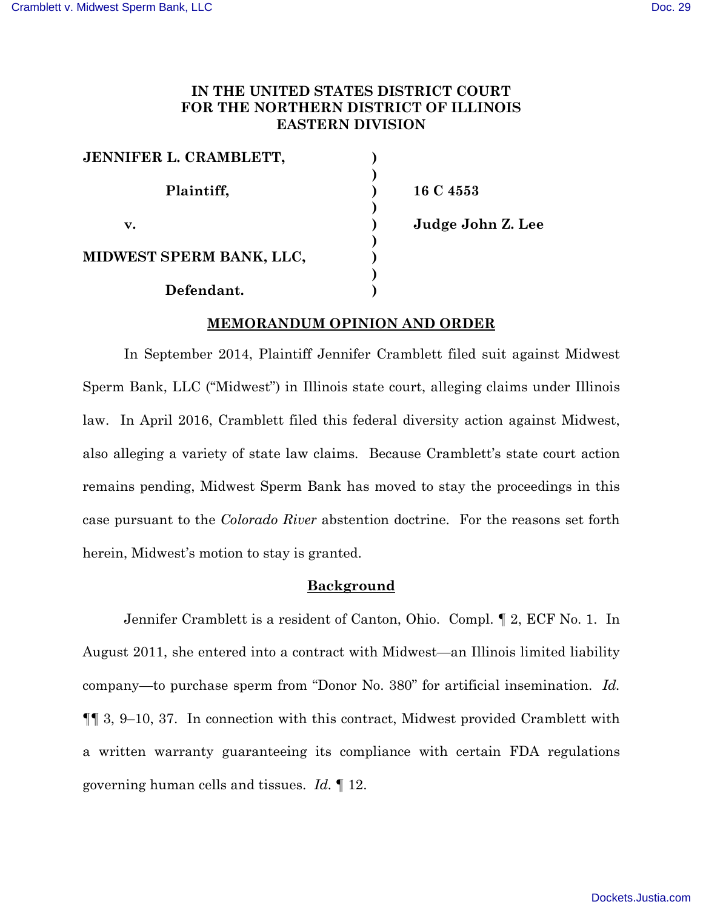**IN THE UNITED STATES DISTRICT COURT**
**FOR THE NORTHERN DISTRICT OF ILLINOIS**
**EASTERN DIVISION**

| | | |
|---|---|---|
| **JENNIFER L. CRAMBLETT,** | ) | |
| | ) | |
| **Plaintiff,** | ) | **16 C 4553** |
| | ) | |
| **v.** | ) | **Judge John Z. Lee** |
| | ) | |
| **MIDWEST SPERM BANK, LLC,** | ) | |
| | ) | |
| **Defendant.** | ) | |

## MEMORANDUM OPINION AND ORDER

In September 2014, Plaintiff Jennifer Cramblett filed suit against Midwest Sperm Bank, LLC ("Midwest") in Illinois state court, alleging claims under Illinois law. In April 2016, Cramblett filed this federal diversity action against Midwest, also alleging a variety of state law claims. Because Cramblett's state court action remains pending, Midwest Sperm Bank has moved to stay the proceedings in this case pursuant to the *Colorado River* abstention doctrine. For the reasons set forth herein, Midwest's motion to stay is granted.

## Background

Jennifer Cramblett is a resident of Canton, Ohio. Compl. ¶ 2, ECF No. 1. In August 2011, she entered into a contract with Midwest—an Illinois limited liability company—to purchase sperm from "Donor No. 380" for artificial insemination. *Id.* ¶¶ 3, 9–10, 37. In connection with this contract, Midwest provided Cramblett with a written warranty guaranteeing its compliance with certain FDA regulations governing human cells and tissues. *Id.* ¶ 12.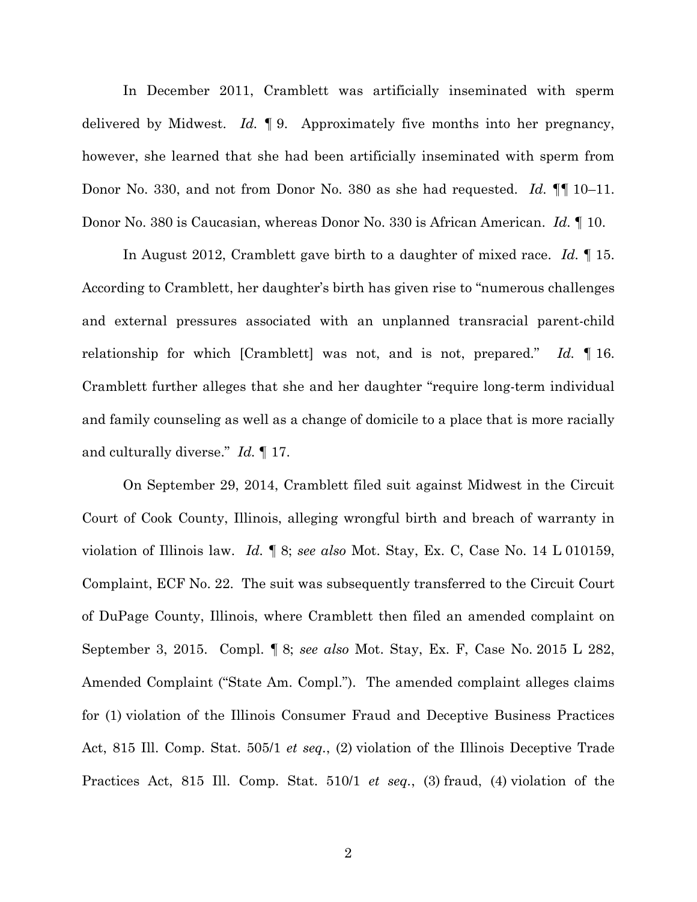In December 2011, Cramblett was artificially inseminated with sperm delivered by Midwest. *Id.* ¶ 9. Approximately five months into her pregnancy, however, she learned that she had been artificially inseminated with sperm from Donor No. 330, and not from Donor No. 380 as she had requested. *Id.* ¶¶ 10–11. Donor No. 380 is Caucasian, whereas Donor No. 330 is African American. *Id.* ¶ 10.

In August 2012, Cramblett gave birth to a daughter of mixed race. *Id.* ¶ 15. According to Cramblett, her daughter's birth has given rise to "numerous challenges and external pressures associated with an unplanned transracial parent-child relationship for which [Cramblett] was not, and is not, prepared." *Id.* ¶ 16. Cramblett further alleges that she and her daughter "require long-term individual and family counseling as well as a change of domicile to a place that is more racially and culturally diverse." *Id.* ¶ 17.

On September 29, 2014, Cramblett filed suit against Midwest in the Circuit Court of Cook County, Illinois, alleging wrongful birth and breach of warranty in violation of Illinois law. *Id.* ¶ 8; *see also* Mot. Stay, Ex. C, Case No. 14 L 010159, Complaint, ECF No. 22. The suit was subsequently transferred to the Circuit Court of DuPage County, Illinois, where Cramblett then filed an amended complaint on September 3, 2015. Compl. ¶ 8; *see also* Mot. Stay, Ex. F, Case No. 2015 L 282, Amended Complaint ("State Am. Compl."). The amended complaint alleges claims for (1) violation of the Illinois Consumer Fraud and Deceptive Business Practices Act, 815 Ill. Comp. Stat. 505/1 *et seq.*, (2) violation of the Illinois Deceptive Trade Practices Act, 815 Ill. Comp. Stat. 510/1 *et seq.*, (3) fraud, (4) violation of the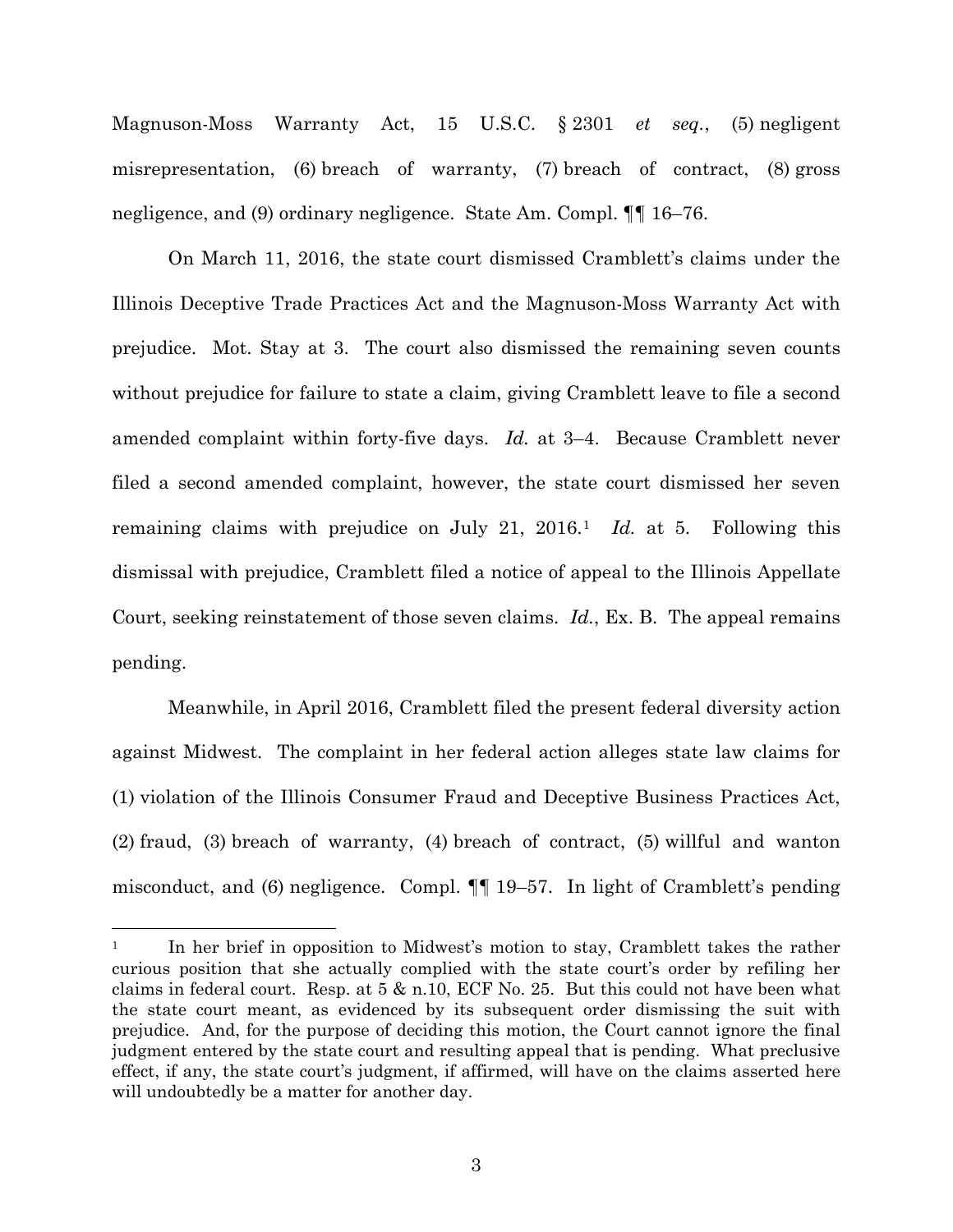Magnuson-Moss Warranty Act, 15 U.S.C. § 2301 *et seq.*, (5) negligent misrepresentation, (6) breach of warranty, (7) breach of contract, (8) gross negligence, and (9) ordinary negligence. State Am. Compl. ¶¶ 16–76.

On March 11, 2016, the state court dismissed Cramblett's claims under the Illinois Deceptive Trade Practices Act and the Magnuson-Moss Warranty Act with prejudice. Mot. Stay at 3. The court also dismissed the remaining seven counts without prejudice for failure to state a claim, giving Cramblett leave to file a second amended complaint within forty-five days. *Id.* at 3–4. Because Cramblett never filed a second amended complaint, however, the state court dismissed her seven remaining claims with prejudice on July 21, 2016.[1] *Id.* at 5. Following this dismissal with prejudice, Cramblett filed a notice of appeal to the Illinois Appellate Court, seeking reinstatement of those seven claims. *Id.*, Ex. B. The appeal remains pending.

Meanwhile, in April 2016, Cramblett filed the present federal diversity action against Midwest. The complaint in her federal action alleges state law claims for (1) violation of the Illinois Consumer Fraud and Deceptive Business Practices Act, (2) fraud, (3) breach of warranty, (4) breach of contract, (5) willful and wanton misconduct, and (6) negligence. Compl. ¶¶ 19–57. In light of Cramblett's pending

---

[1] In her brief in opposition to Midwest's motion to stay, Cramblett takes the rather curious position that she actually complied with the state court's order by refiling her claims in federal court. Resp. at 5 & n.10, ECF No. 25. But this could not have been what the state court meant, as evidenced by its subsequent order dismissing the suit with prejudice. And, for the purpose of deciding this motion, the Court cannot ignore the final judgment entered by the state court and resulting appeal that is pending. What preclusive effect, if any, the state court's judgment, if affirmed, will have on the claims asserted here will undoubtedly be a matter for another day.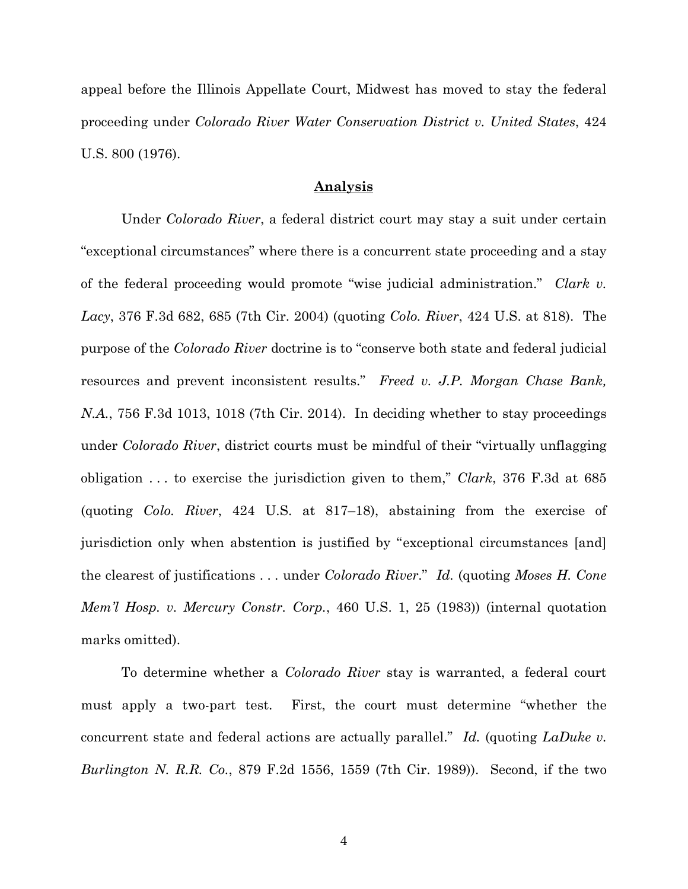appeal before the Illinois Appellate Court, Midwest has moved to stay the federal proceeding under *Colorado River Water Conservation District v. United States*, 424 U.S. 800 (1976).

## Analysis

Under *Colorado River*, a federal district court may stay a suit under certain "exceptional circumstances" where there is a concurrent state proceeding and a stay of the federal proceeding would promote "wise judicial administration." *Clark v. Lacy*, 376 F.3d 682, 685 (7th Cir. 2004) (quoting *Colo. River*, 424 U.S. at 818). The purpose of the *Colorado River* doctrine is to "conserve both state and federal judicial resources and prevent inconsistent results." *Freed v. J.P. Morgan Chase Bank, N.A.*, 756 F.3d 1013, 1018 (7th Cir. 2014). In deciding whether to stay proceedings under *Colorado River*, district courts must be mindful of their "virtually unflagging obligation . . . to exercise the jurisdiction given to them," *Clark*, 376 F.3d at 685 (quoting *Colo. River*, 424 U.S. at 817–18), abstaining from the exercise of jurisdiction only when abstention is justified by "exceptional circumstances [and] the clearest of justifications . . . under *Colorado River*." *Id.* (quoting *Moses H. Cone Mem'l Hosp. v. Mercury Constr. Corp.*, 460 U.S. 1, 25 (1983)) (internal quotation marks omitted).

To determine whether a *Colorado River* stay is warranted, a federal court must apply a two-part test. First, the court must determine "whether the concurrent state and federal actions are actually parallel." *Id.* (quoting *LaDuke v. Burlington N. R.R. Co.*, 879 F.2d 1556, 1559 (7th Cir. 1989)). Second, if the two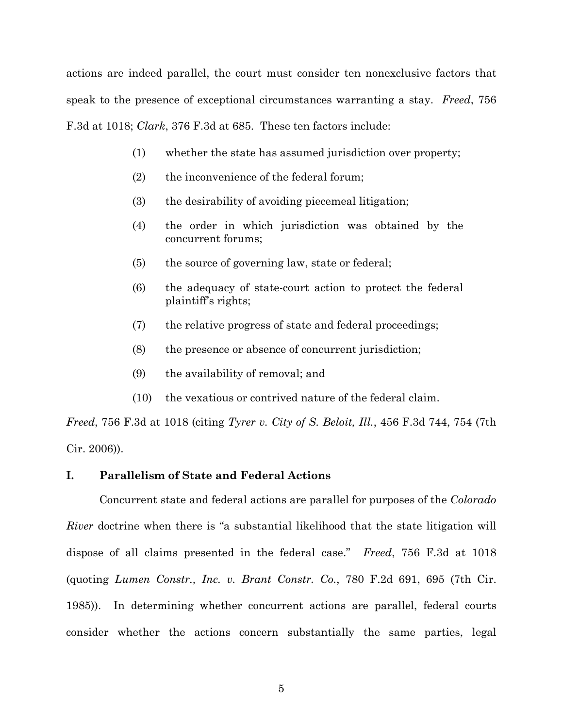actions are indeed parallel, the court must consider ten nonexclusive factors that speak to the presence of exceptional circumstances warranting a stay. *Freed*, 756 F.3d at 1018; *Clark*, 376 F.3d at 685. These ten factors include:

(1) whether the state has assumed jurisdiction over property;

(2) the inconvenience of the federal forum;

(3) the desirability of avoiding piecemeal litigation;

(4) the order in which jurisdiction was obtained by the concurrent forums;

(5) the source of governing law, state or federal;

(6) the adequacy of state-court action to protect the federal plaintiff's rights;

(7) the relative progress of state and federal proceedings;

(8) the presence or absence of concurrent jurisdiction;

(9) the availability of removal; and

(10) the vexatious or contrived nature of the federal claim.

*Freed*, 756 F.3d at 1018 (citing *Tyrer v. City of S. Beloit, Ill.*, 456 F.3d 744, 754 (7th Cir. 2006)).

## I. Parallelism of State and Federal Actions

Concurrent state and federal actions are parallel for purposes of the *Colorado River* doctrine when there is "a substantial likelihood that the state litigation will dispose of all claims presented in the federal case." *Freed*, 756 F.3d at 1018 (quoting *Lumen Constr., Inc. v. Brant Constr. Co.*, 780 F.2d 691, 695 (7th Cir. 1985)). In determining whether concurrent actions are parallel, federal courts consider whether the actions concern substantially the same parties, legal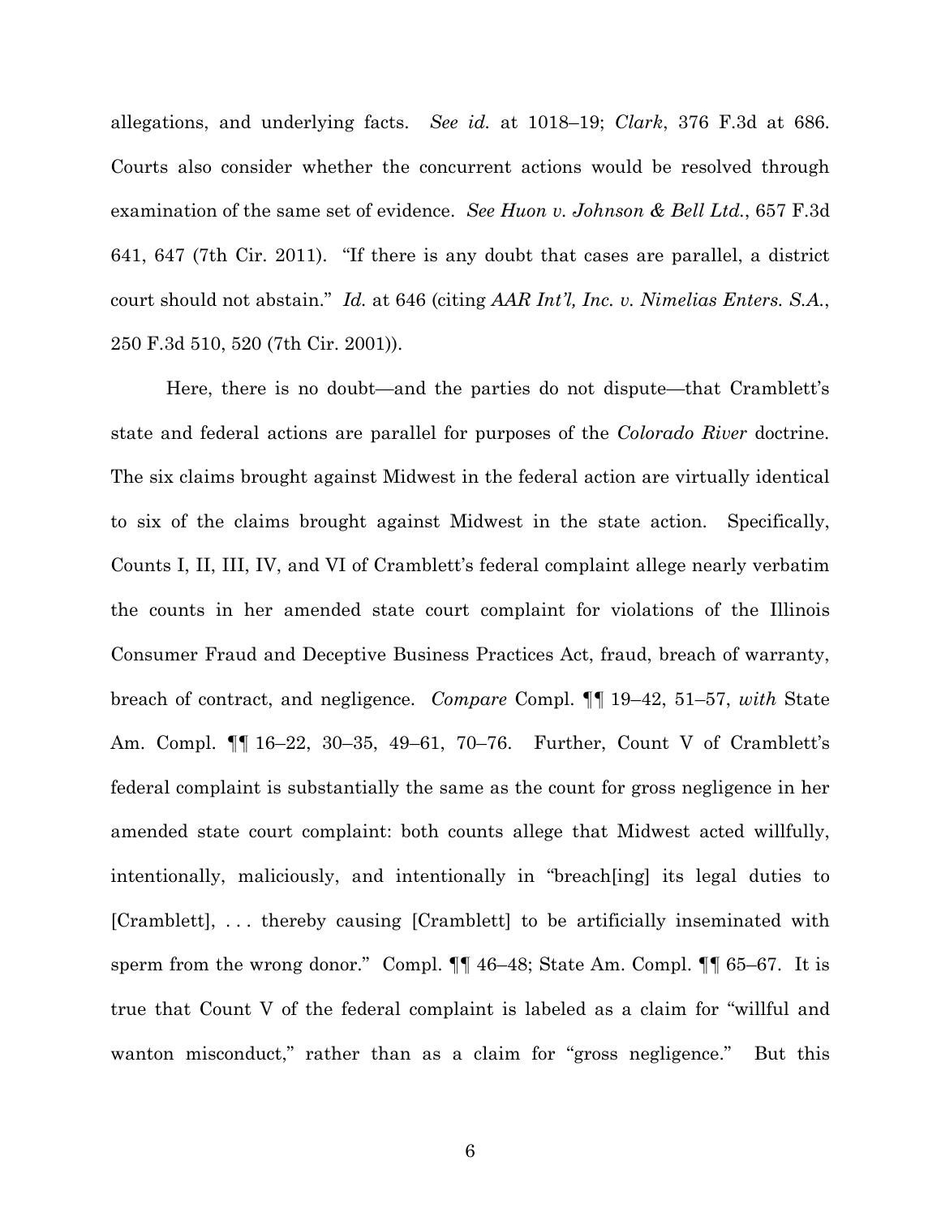allegations, and underlying facts. *See id.* at 1018–19; *Clark*, 376 F.3d at 686. Courts also consider whether the concurrent actions would be resolved through examination of the same set of evidence. *See Huon v. Johnson & Bell Ltd.*, 657 F.3d 641, 647 (7th Cir. 2011). "If there is any doubt that cases are parallel, a district court should not abstain." *Id.* at 646 (citing *AAR Int'l, Inc. v. Nimelias Enters. S.A.*, 250 F.3d 510, 520 (7th Cir. 2001)).

Here, there is no doubt—and the parties do not dispute—that Cramblett's state and federal actions are parallel for purposes of the *Colorado River* doctrine. The six claims brought against Midwest in the federal action are virtually identical to six of the claims brought against Midwest in the state action. Specifically, Counts I, II, III, IV, and VI of Cramblett's federal complaint allege nearly verbatim the counts in her amended state court complaint for violations of the Illinois Consumer Fraud and Deceptive Business Practices Act, fraud, breach of warranty, breach of contract, and negligence. *Compare* Compl. ¶¶ 19–42, 51–57, *with* State Am. Compl. ¶¶ 16–22, 30–35, 49–61, 70–76. Further, Count V of Cramblett's federal complaint is substantially the same as the count for gross negligence in her amended state court complaint: both counts allege that Midwest acted willfully, intentionally, maliciously, and intentionally in "breach[ing] its legal duties to [Cramblett], . . . thereby causing [Cramblett] to be artificially inseminated with sperm from the wrong donor." Compl. ¶¶ 46–48; State Am. Compl. ¶¶ 65–67. It is true that Count V of the federal complaint is labeled as a claim for "willful and wanton misconduct," rather than as a claim for "gross negligence." But this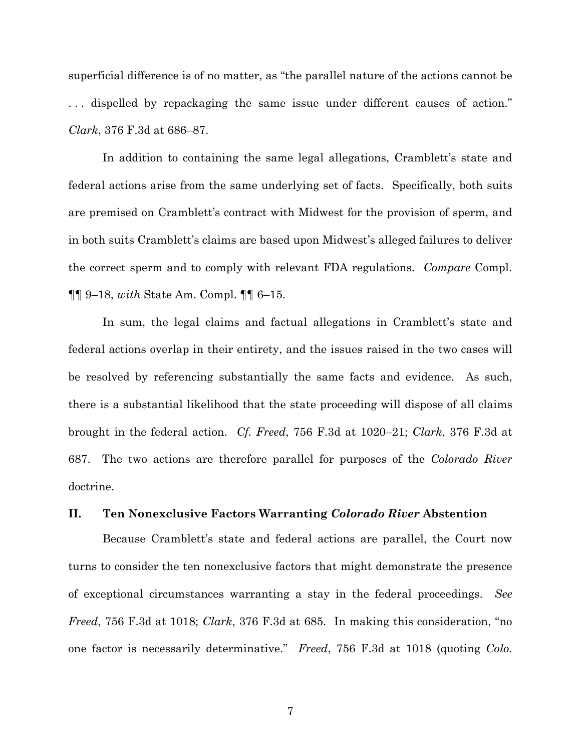superficial difference is of no matter, as "the parallel nature of the actions cannot be . . . dispelled by repackaging the same issue under different causes of action." *Clark*, 376 F.3d at 686–87.

In addition to containing the same legal allegations, Cramblett's state and federal actions arise from the same underlying set of facts. Specifically, both suits are premised on Cramblett's contract with Midwest for the provision of sperm, and in both suits Cramblett's claims are based upon Midwest's alleged failures to deliver the correct sperm and to comply with relevant FDA regulations. *Compare* Compl. ¶¶ 9–18, *with* State Am. Compl. ¶¶ 6–15.

In sum, the legal claims and factual allegations in Cramblett's state and federal actions overlap in their entirety, and the issues raised in the two cases will be resolved by referencing substantially the same facts and evidence. As such, there is a substantial likelihood that the state proceeding will dispose of all claims brought in the federal action. *Cf. Freed*, 756 F.3d at 1020–21; *Clark*, 376 F.3d at 687. The two actions are therefore parallel for purposes of the *Colorado River* doctrine.

## II. Ten Nonexclusive Factors Warranting *Colorado River* Abstention

Because Cramblett's state and federal actions are parallel, the Court now turns to consider the ten nonexclusive factors that might demonstrate the presence of exceptional circumstances warranting a stay in the federal proceedings. *See Freed*, 756 F.3d at 1018; *Clark*, 376 F.3d at 685. In making this consideration, "no one factor is necessarily determinative." *Freed*, 756 F.3d at 1018 (quoting *Colo.*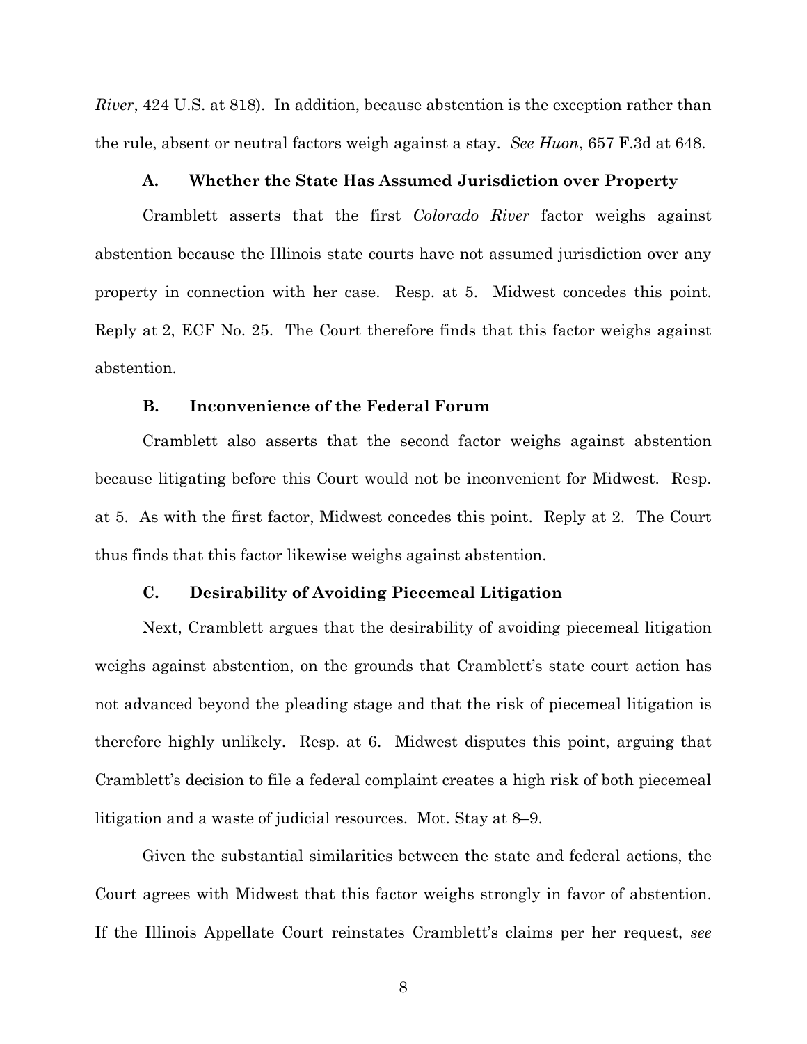*River*, 424 U.S. at 818). In addition, because abstention is the exception rather than the rule, absent or neutral factors weigh against a stay. *See Huon*, 657 F.3d at 648.

### A. Whether the State Has Assumed Jurisdiction over Property

Cramblett asserts that the first *Colorado River* factor weighs against abstention because the Illinois state courts have not assumed jurisdiction over any property in connection with her case. Resp. at 5. Midwest concedes this point. Reply at 2, ECF No. 25. The Court therefore finds that this factor weighs against abstention.

### B. Inconvenience of the Federal Forum

Cramblett also asserts that the second factor weighs against abstention because litigating before this Court would not be inconvenient for Midwest. Resp. at 5. As with the first factor, Midwest concedes this point. Reply at 2. The Court thus finds that this factor likewise weighs against abstention.

### C. Desirability of Avoiding Piecemeal Litigation

Next, Cramblett argues that the desirability of avoiding piecemeal litigation weighs against abstention, on the grounds that Cramblett's state court action has not advanced beyond the pleading stage and that the risk of piecemeal litigation is therefore highly unlikely. Resp. at 6. Midwest disputes this point, arguing that Cramblett's decision to file a federal complaint creates a high risk of both piecemeal litigation and a waste of judicial resources. Mot. Stay at 8–9.

Given the substantial similarities between the state and federal actions, the Court agrees with Midwest that this factor weighs strongly in favor of abstention. If the Illinois Appellate Court reinstates Cramblett's claims per her request, *see*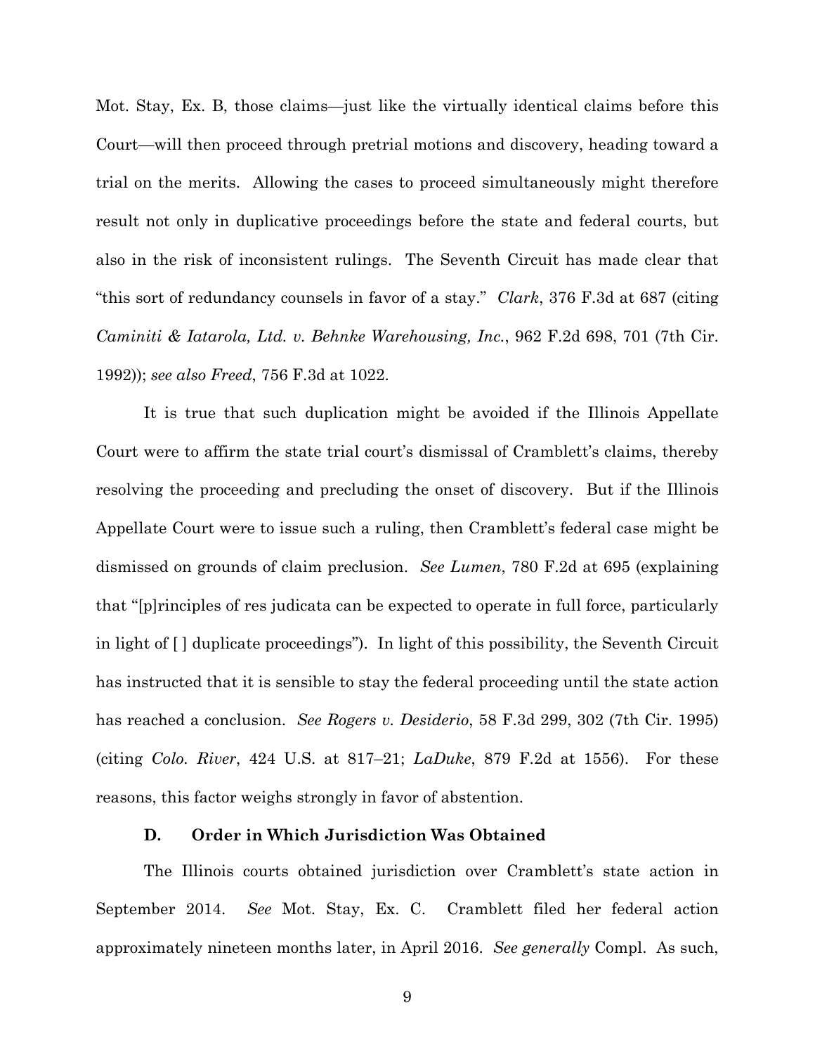Mot. Stay, Ex. B, those claims—just like the virtually identical claims before this Court—will then proceed through pretrial motions and discovery, heading toward a trial on the merits. Allowing the cases to proceed simultaneously might therefore result not only in duplicative proceedings before the state and federal courts, but also in the risk of inconsistent rulings. The Seventh Circuit has made clear that "this sort of redundancy counsels in favor of a stay." *Clark*, 376 F.3d at 687 (citing *Caminiti & Iatarola, Ltd. v. Behnke Warehousing, Inc.*, 962 F.2d 698, 701 (7th Cir. 1992)); *see also Freed*, 756 F.3d at 1022.

It is true that such duplication might be avoided if the Illinois Appellate Court were to affirm the state trial court's dismissal of Cramblett's claims, thereby resolving the proceeding and precluding the onset of discovery. But if the Illinois Appellate Court were to issue such a ruling, then Cramblett's federal case might be dismissed on grounds of claim preclusion. *See Lumen*, 780 F.2d at 695 (explaining that "[p]rinciples of res judicata can be expected to operate in full force, particularly in light of [ ] duplicate proceedings"). In light of this possibility, the Seventh Circuit has instructed that it is sensible to stay the federal proceeding until the state action has reached a conclusion. *See Rogers v. Desiderio*, 58 F.3d 299, 302 (7th Cir. 1995) (citing *Colo. River*, 424 U.S. at 817–21; *LaDuke*, 879 F.2d at 1556). For these reasons, this factor weighs strongly in favor of abstention.

### D. Order in Which Jurisdiction Was Obtained

The Illinois courts obtained jurisdiction over Cramblett's state action in September 2014. *See* Mot. Stay, Ex. C. Cramblett filed her federal action approximately nineteen months later, in April 2016. *See generally* Compl. As such,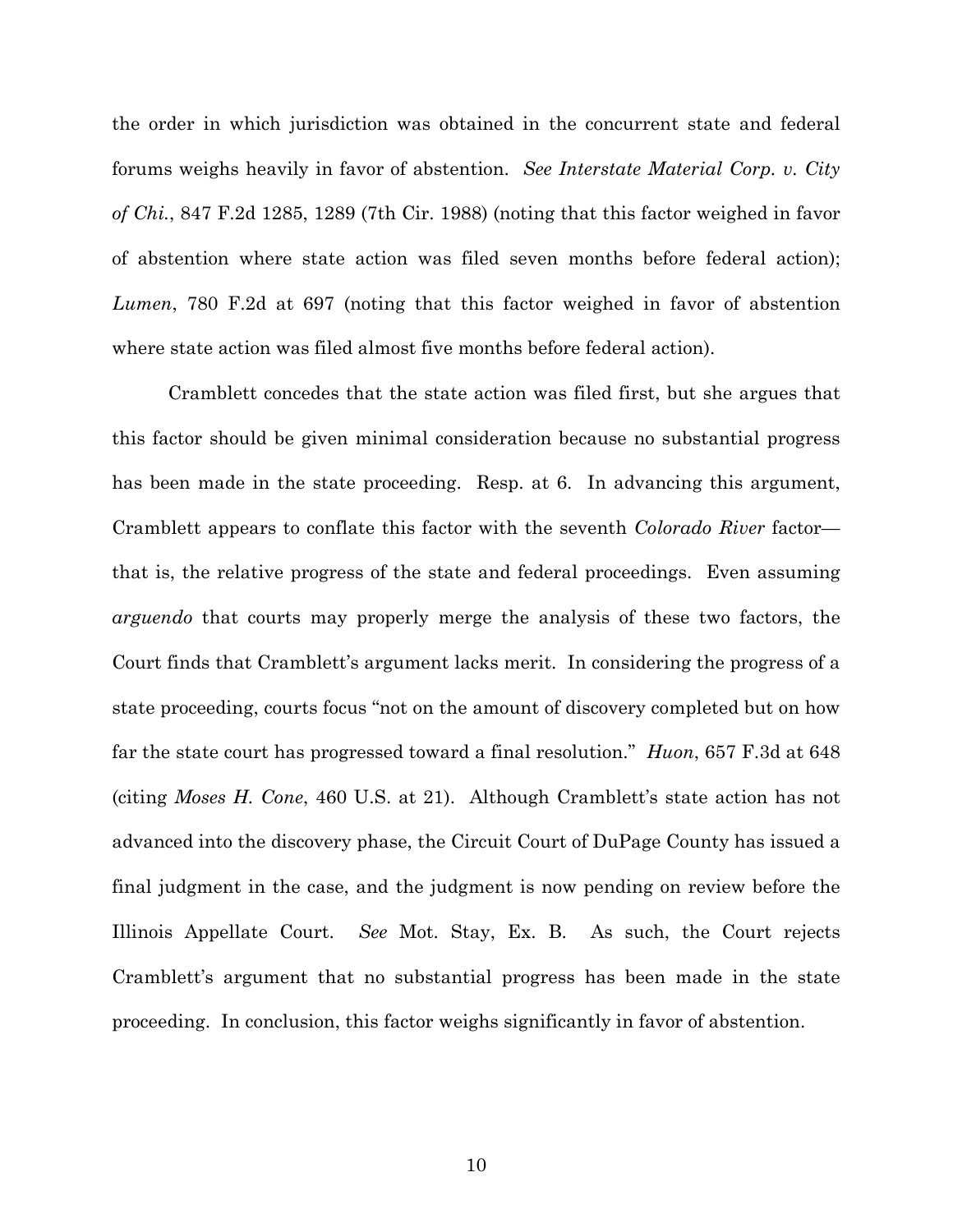the order in which jurisdiction was obtained in the concurrent state and federal forums weighs heavily in favor of abstention. *See Interstate Material Corp. v. City of Chi.*, 847 F.2d 1285, 1289 (7th Cir. 1988) (noting that this factor weighed in favor of abstention where state action was filed seven months before federal action); *Lumen*, 780 F.2d at 697 (noting that this factor weighed in favor of abstention where state action was filed almost five months before federal action).

Cramblett concedes that the state action was filed first, but she argues that this factor should be given minimal consideration because no substantial progress has been made in the state proceeding. Resp. at 6. In advancing this argument, Cramblett appears to conflate this factor with the seventh *Colorado River* factor—that is, the relative progress of the state and federal proceedings. Even assuming *arguendo* that courts may properly merge the analysis of these two factors, the Court finds that Cramblett's argument lacks merit. In considering the progress of a state proceeding, courts focus "not on the amount of discovery completed but on how far the state court has progressed toward a final resolution." *Huon*, 657 F.3d at 648 (citing *Moses H. Cone*, 460 U.S. at 21). Although Cramblett's state action has not advanced into the discovery phase, the Circuit Court of DuPage County has issued a final judgment in the case, and the judgment is now pending on review before the Illinois Appellate Court. *See* Mot. Stay, Ex. B. As such, the Court rejects Cramblett's argument that no substantial progress has been made in the state proceeding. In conclusion, this factor weighs significantly in favor of abstention.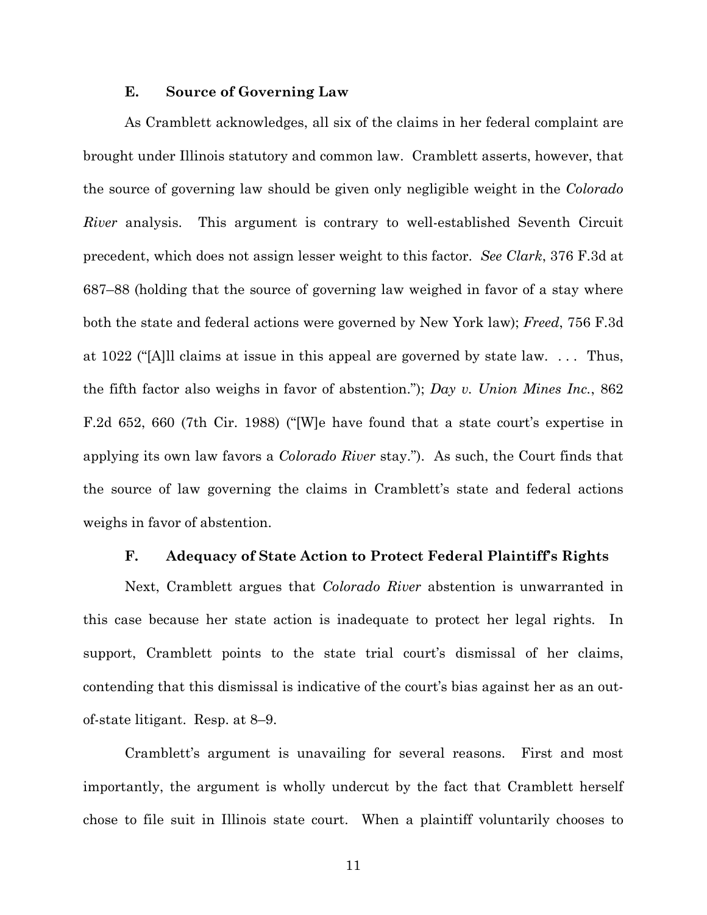### E. Source of Governing Law

As Cramblett acknowledges, all six of the claims in her federal complaint are brought under Illinois statutory and common law. Cramblett asserts, however, that the source of governing law should be given only negligible weight in the *Colorado River* analysis. This argument is contrary to well-established Seventh Circuit precedent, which does not assign lesser weight to this factor. *See Clark*, 376 F.3d at 687–88 (holding that the source of governing law weighed in favor of a stay where both the state and federal actions were governed by New York law); *Freed*, 756 F.3d at 1022 ("[A]ll claims at issue in this appeal are governed by state law. . . . Thus, the fifth factor also weighs in favor of abstention."); *Day v. Union Mines Inc.*, 862 F.2d 652, 660 (7th Cir. 1988) ("[W]e have found that a state court's expertise in applying its own law favors a *Colorado River* stay."). As such, the Court finds that the source of law governing the claims in Cramblett's state and federal actions weighs in favor of abstention.

### F. Adequacy of State Action to Protect Federal Plaintiff's Rights

Next, Cramblett argues that *Colorado River* abstention is unwarranted in this case because her state action is inadequate to protect her legal rights. In support, Cramblett points to the state trial court's dismissal of her claims, contending that this dismissal is indicative of the court's bias against her as an out-of-state litigant. Resp. at 8–9.

Cramblett's argument is unavailing for several reasons. First and most importantly, the argument is wholly undercut by the fact that Cramblett herself chose to file suit in Illinois state court. When a plaintiff voluntarily chooses to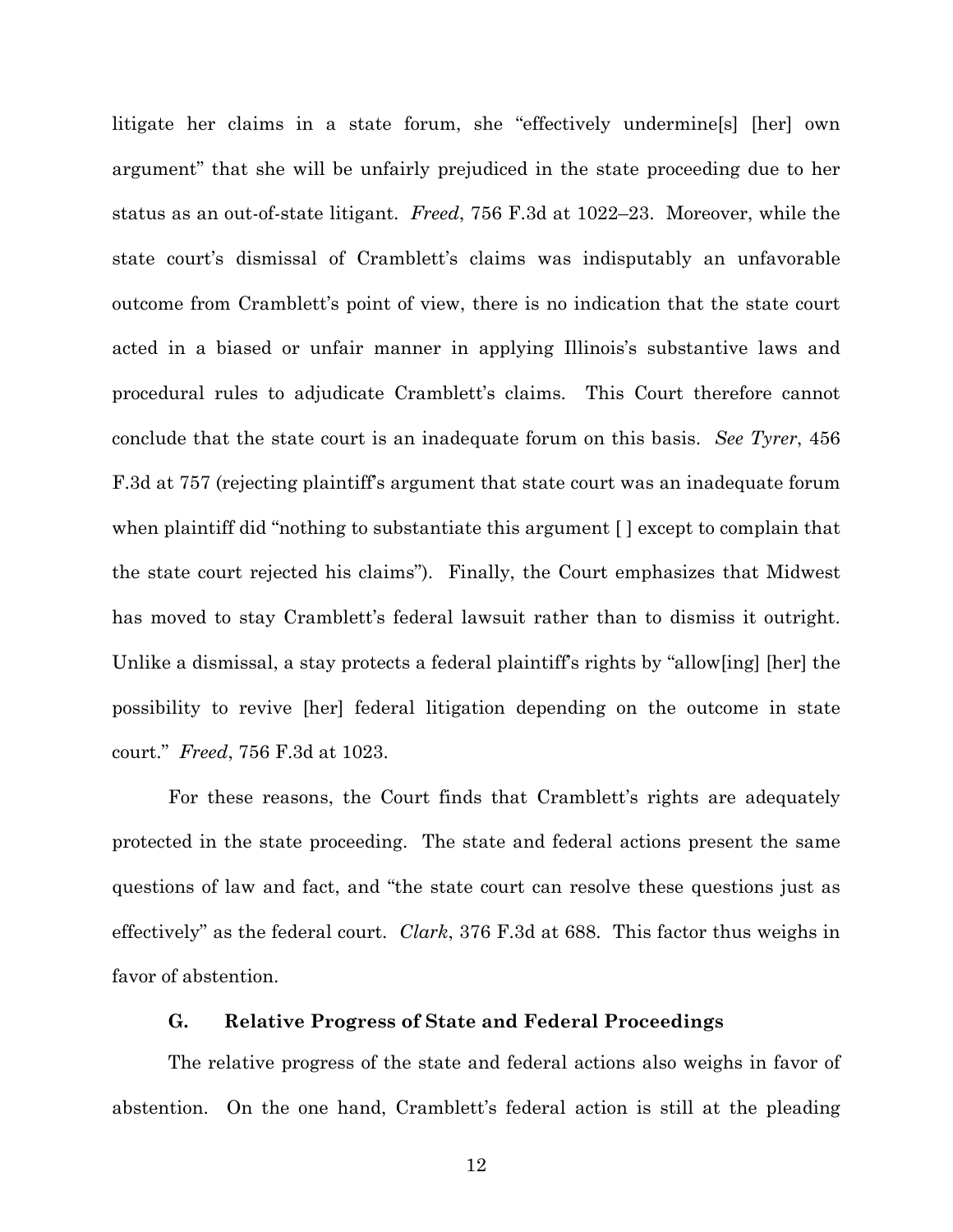litigate her claims in a state forum, she "effectively undermine[s] [her] own argument" that she will be unfairly prejudiced in the state proceeding due to her status as an out-of-state litigant. *Freed*, 756 F.3d at 1022–23. Moreover, while the state court's dismissal of Cramblett's claims was indisputably an unfavorable outcome from Cramblett's point of view, there is no indication that the state court acted in a biased or unfair manner in applying Illinois's substantive laws and procedural rules to adjudicate Cramblett's claims. This Court therefore cannot conclude that the state court is an inadequate forum on this basis. *See Tyrer*, 456 F.3d at 757 (rejecting plaintiff's argument that state court was an inadequate forum when plaintiff did "nothing to substantiate this argument [ ] except to complain that the state court rejected his claims"). Finally, the Court emphasizes that Midwest has moved to stay Cramblett's federal lawsuit rather than to dismiss it outright. Unlike a dismissal, a stay protects a federal plaintiff's rights by "allow[ing] [her] the possibility to revive [her] federal litigation depending on the outcome in state court." *Freed*, 756 F.3d at 1023.

For these reasons, the Court finds that Cramblett's rights are adequately protected in the state proceeding. The state and federal actions present the same questions of law and fact, and "the state court can resolve these questions just as effectively" as the federal court. *Clark*, 376 F.3d at 688. This factor thus weighs in favor of abstention.

### G. Relative Progress of State and Federal Proceedings

The relative progress of the state and federal actions also weighs in favor of abstention. On the one hand, Cramblett's federal action is still at the pleading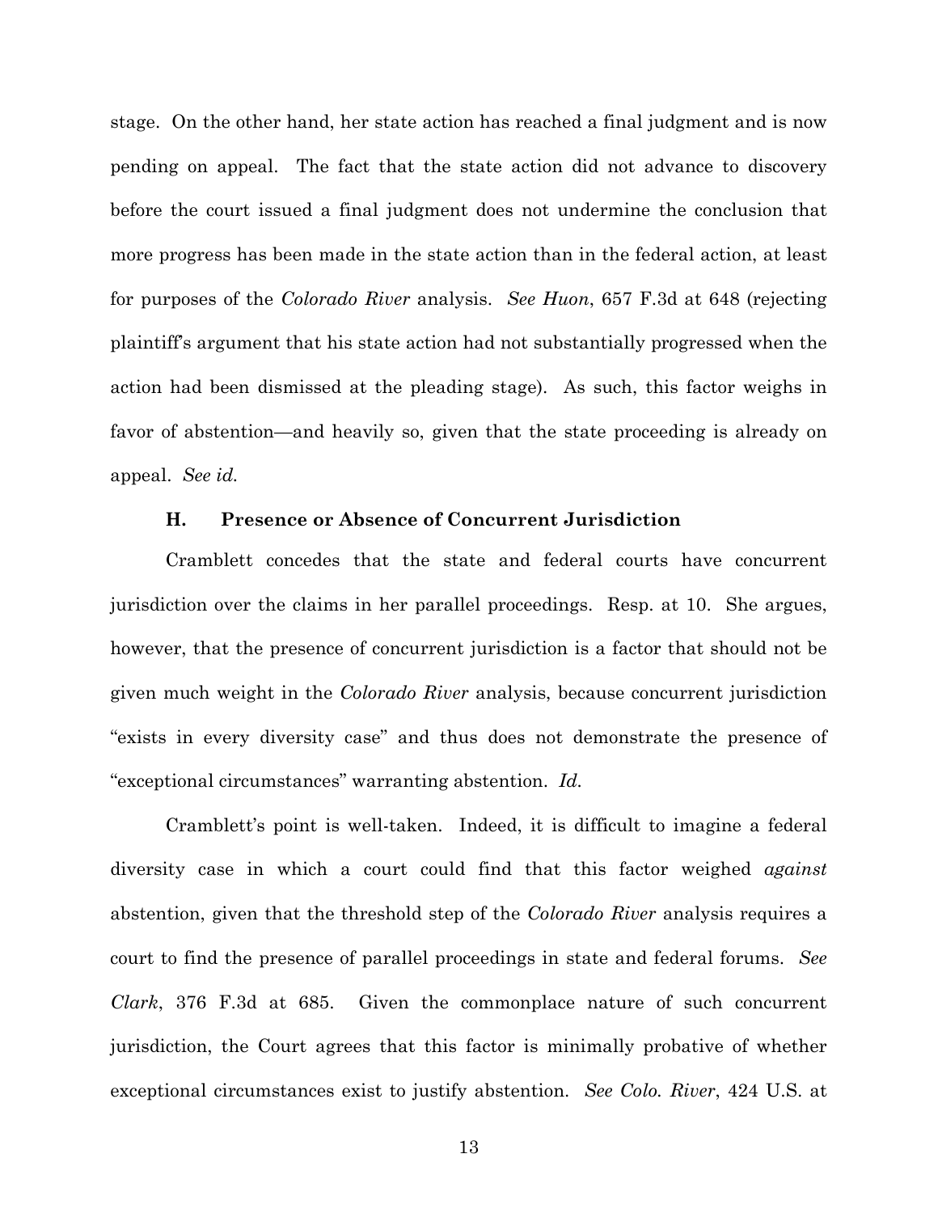stage. On the other hand, her state action has reached a final judgment and is now pending on appeal. The fact that the state action did not advance to discovery before the court issued a final judgment does not undermine the conclusion that more progress has been made in the state action than in the federal action, at least for purposes of the *Colorado River* analysis. *See Huon*, 657 F.3d at 648 (rejecting plaintiff's argument that his state action had not substantially progressed when the action had been dismissed at the pleading stage). As such, this factor weighs in favor of abstention—and heavily so, given that the state proceeding is already on appeal. *See id.*

### H. Presence or Absence of Concurrent Jurisdiction

Cramblett concedes that the state and federal courts have concurrent jurisdiction over the claims in her parallel proceedings. Resp. at 10. She argues, however, that the presence of concurrent jurisdiction is a factor that should not be given much weight in the *Colorado River* analysis, because concurrent jurisdiction "exists in every diversity case" and thus does not demonstrate the presence of "exceptional circumstances" warranting abstention. *Id.*

Cramblett's point is well-taken. Indeed, it is difficult to imagine a federal diversity case in which a court could find that this factor weighed *against* abstention, given that the threshold step of the *Colorado River* analysis requires a court to find the presence of parallel proceedings in state and federal forums. *See Clark*, 376 F.3d at 685. Given the commonplace nature of such concurrent jurisdiction, the Court agrees that this factor is minimally probative of whether exceptional circumstances exist to justify abstention. *See Colo. River*, 424 U.S. at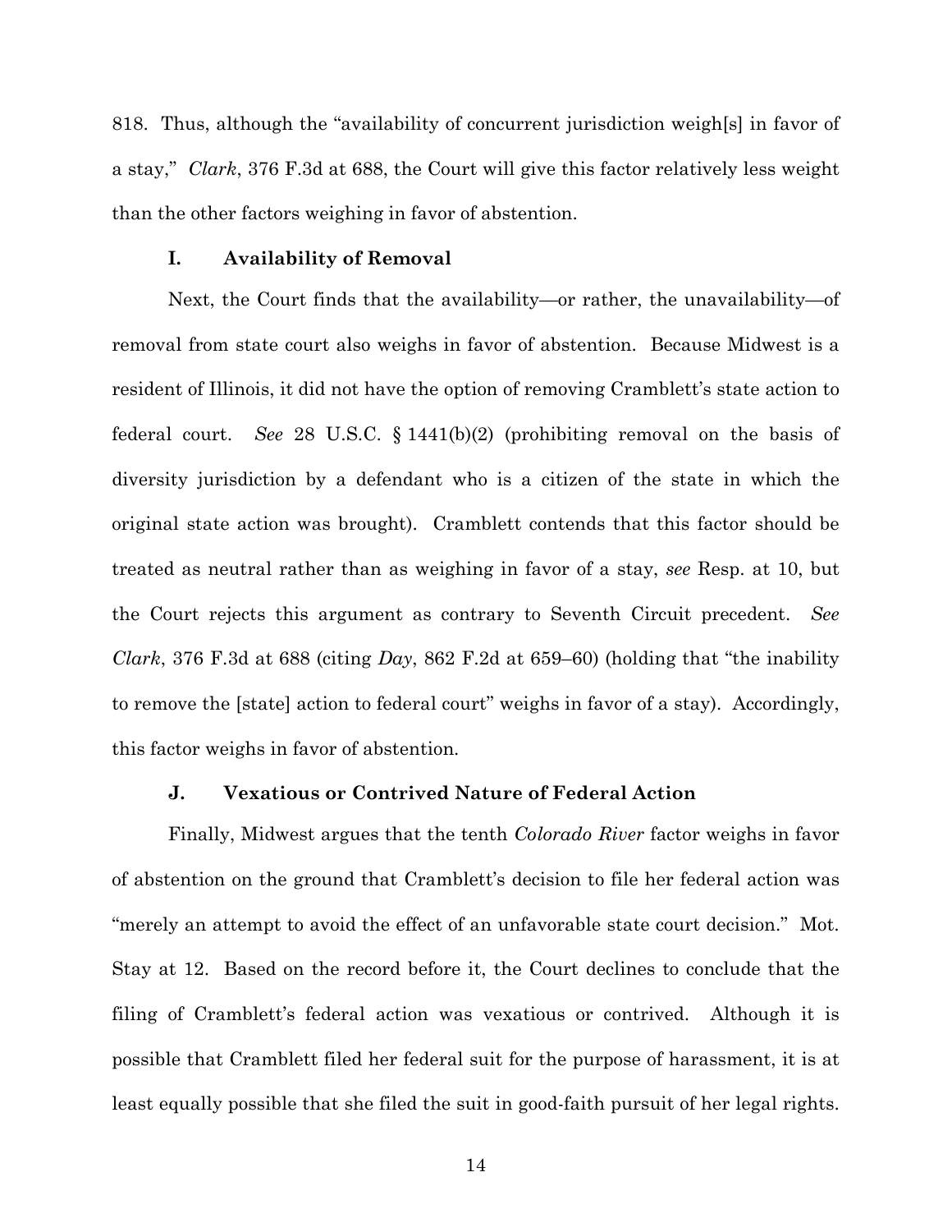818. Thus, although the "availability of concurrent jurisdiction weigh[s] in favor of a stay," *Clark*, 376 F.3d at 688, the Court will give this factor relatively less weight than the other factors weighing in favor of abstention.

### I. Availability of Removal

Next, the Court finds that the availability—or rather, the unavailability—of removal from state court also weighs in favor of abstention. Because Midwest is a resident of Illinois, it did not have the option of removing Cramblett's state action to federal court. *See* 28 U.S.C. § 1441(b)(2) (prohibiting removal on the basis of diversity jurisdiction by a defendant who is a citizen of the state in which the original state action was brought). Cramblett contends that this factor should be treated as neutral rather than as weighing in favor of a stay, *see* Resp. at 10, but the Court rejects this argument as contrary to Seventh Circuit precedent. *See Clark*, 376 F.3d at 688 (citing *Day*, 862 F.2d at 659–60) (holding that "the inability to remove the [state] action to federal court" weighs in favor of a stay). Accordingly, this factor weighs in favor of abstention.

### J. Vexatious or Contrived Nature of Federal Action

Finally, Midwest argues that the tenth *Colorado River* factor weighs in favor of abstention on the ground that Cramblett's decision to file her federal action was "merely an attempt to avoid the effect of an unfavorable state court decision." Mot. Stay at 12. Based on the record before it, the Court declines to conclude that the filing of Cramblett's federal action was vexatious or contrived. Although it is possible that Cramblett filed her federal suit for the purpose of harassment, it is at least equally possible that she filed the suit in good-faith pursuit of her legal rights.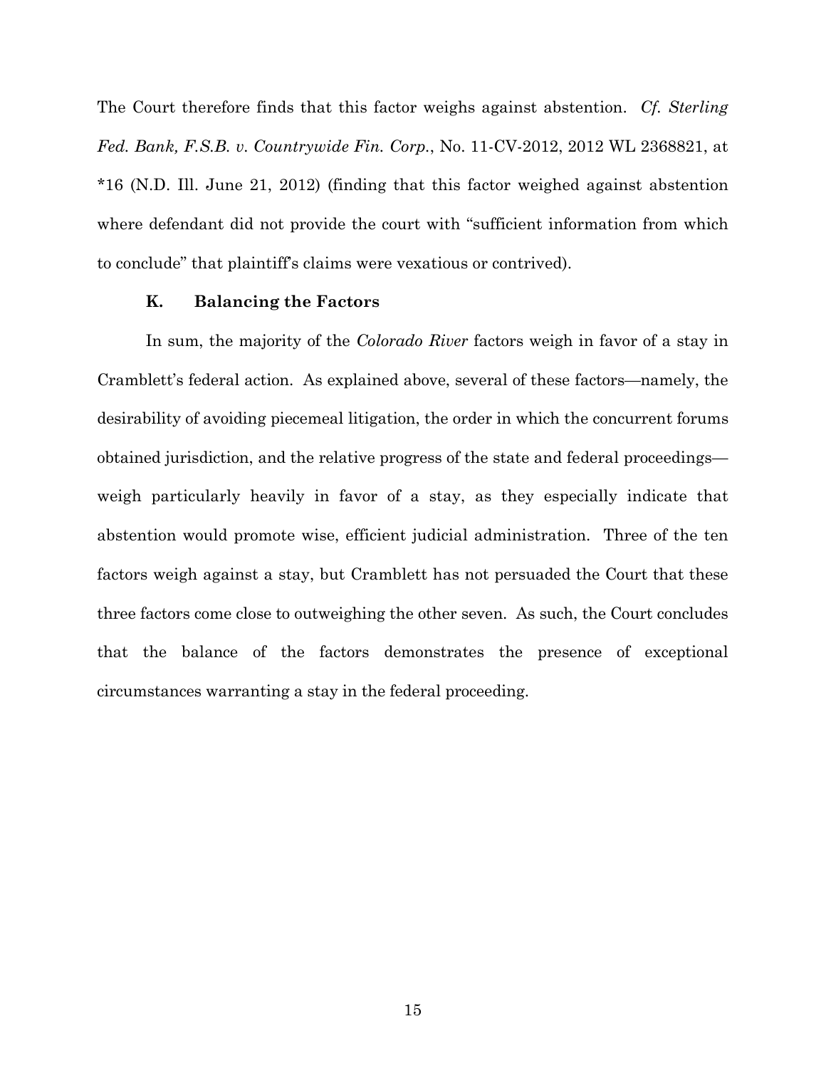The Court therefore finds that this factor weighs against abstention. *Cf. Sterling Fed. Bank, F.S.B. v. Countrywide Fin. Corp.*, No. 11-CV-2012, 2012 WL 2368821, at *16 (N.D. Ill. June 21, 2012) (finding that this factor weighed against abstention where defendant did not provide the court with "sufficient information from which to conclude" that plaintiff's claims were vexatious or contrived).

### K. Balancing the Factors

In sum, the majority of the *Colorado River* factors weigh in favor of a stay in Cramblett's federal action. As explained above, several of these factors—namely, the desirability of avoiding piecemeal litigation, the order in which the concurrent forums obtained jurisdiction, and the relative progress of the state and federal proceedings—weigh particularly heavily in favor of a stay, as they especially indicate that abstention would promote wise, efficient judicial administration. Three of the ten factors weigh against a stay, but Cramblett has not persuaded the Court that these three factors come close to outweighing the other seven. As such, the Court concludes that the balance of the factors demonstrates the presence of exceptional circumstances warranting a stay in the federal proceeding.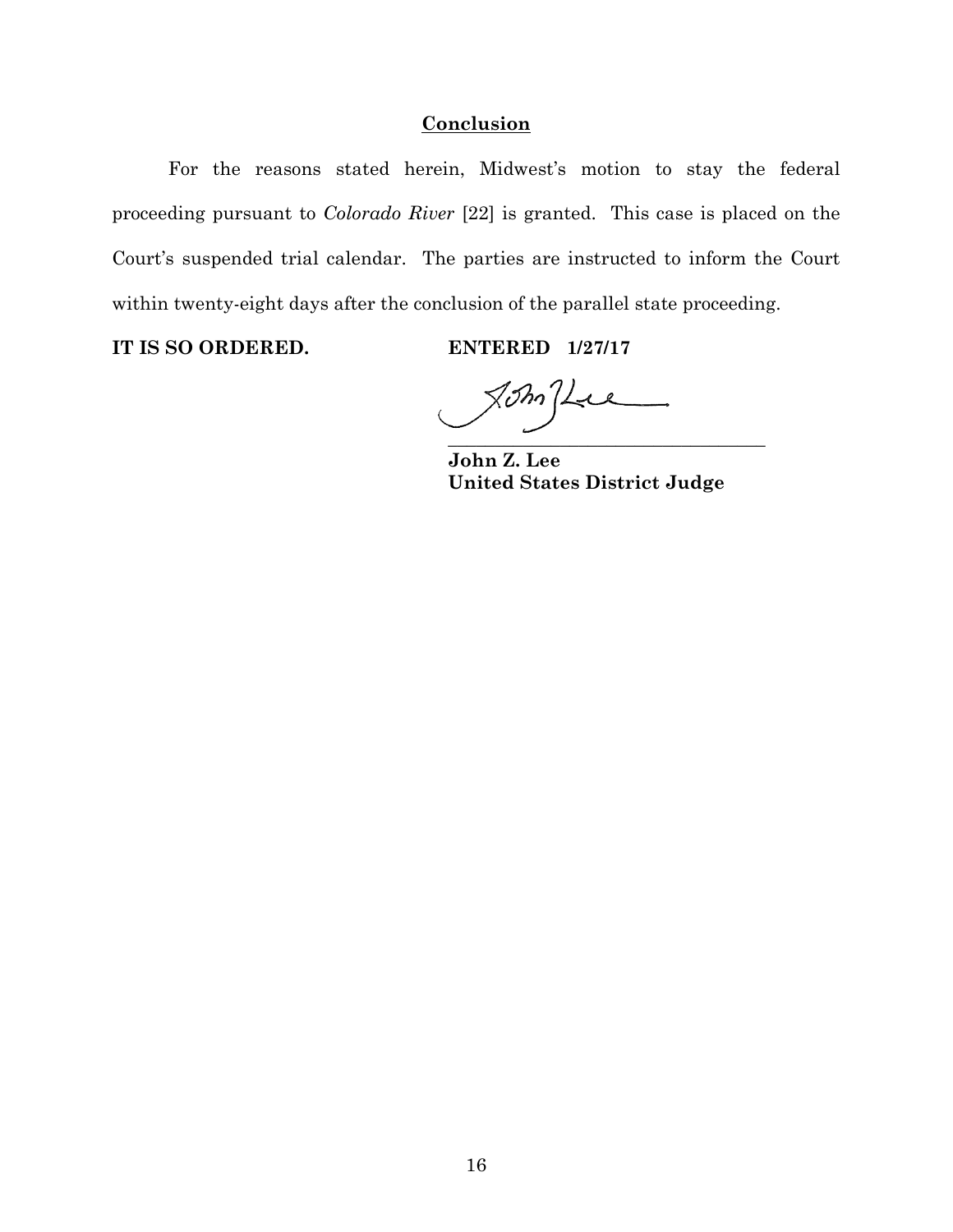## Conclusion

For the reasons stated herein, Midwest's motion to stay the federal proceeding pursuant to *Colorado River* [22] is granted. This case is placed on the Court's suspended trial calendar. The parties are instructed to inform the Court within twenty-eight days after the conclusion of the parallel state proceeding.

**IT IS SO ORDERED.** **ENTERED 1/27/17**

\_\_\_\_\_\_\_\_\_\_\_\_\_\_\_\_\_\_\_\_\_\_\_\_\_\_\_\_\_\_\_\_\_\_

**John Z. Lee**
**United States District Judge**